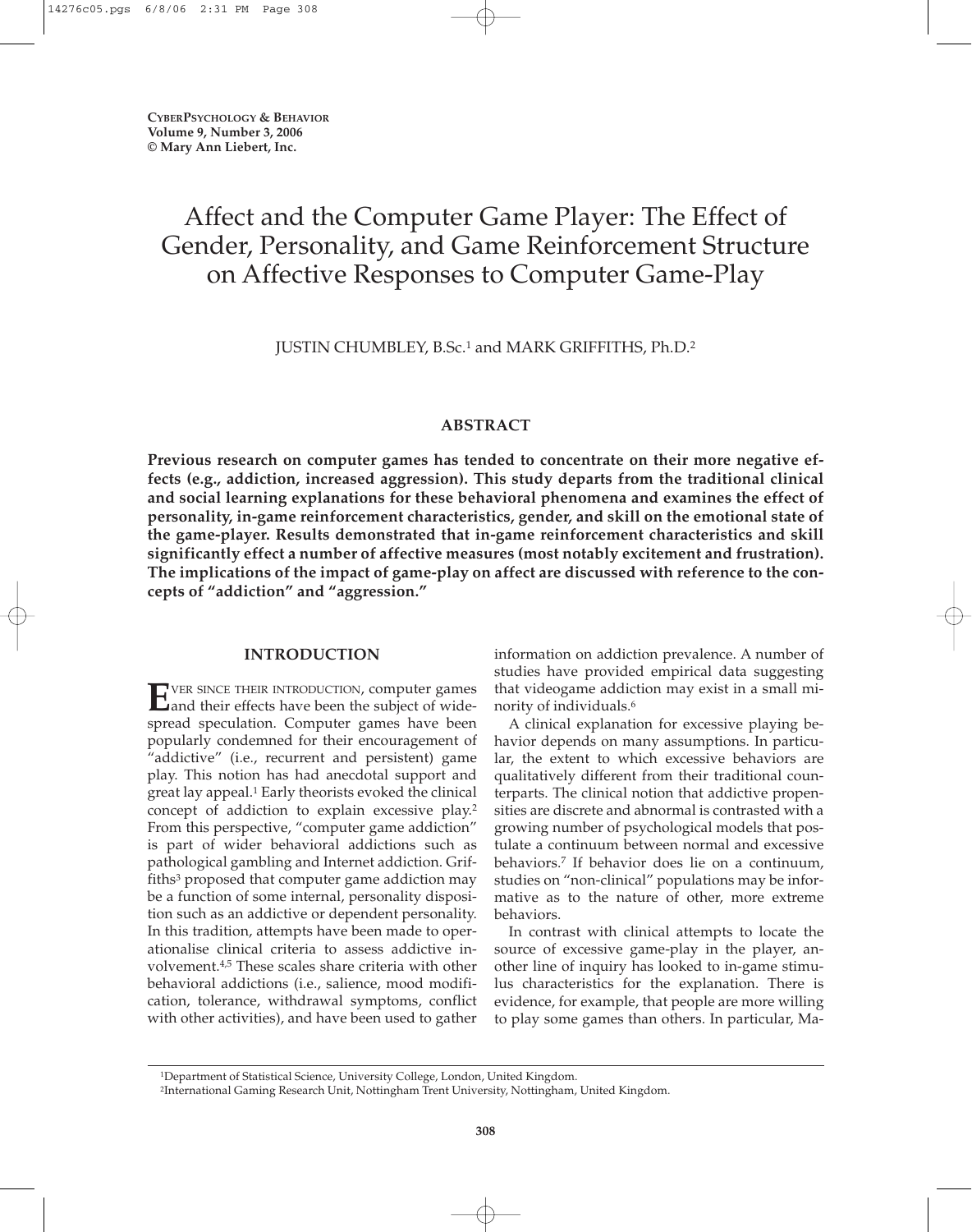# Affect and the Computer Game Player: The Effect of Gender, Personality, and Game Reinforcement Structure on Affective Responses to Computer Game-Play

JUSTIN CHUMBLEY, B.Sc.[1] and MARK GRIFFITHS, Ph.D.[2]

## ABSTRACT

**Previous research on computer games has tended to concentrate on their more negative effects (e.g., addiction, increased aggression). This study departs from the traditional clinical and social learning explanations for these behavioral phenomena and examines the effect of personality, in-game reinforcement characteristics, gender, and skill on the emotional state of the game-player. Results demonstrated that in-game reinforcement characteristics and skill significantly effect a number of affective measures (most notably excitement and frustration). The implications of the impact of game-play on affect are discussed with reference to the concepts of "addiction" and "aggression."**

## INTRODUCTION

Ever since their introduction, computer games and their effects have been the subject of widespread speculation. Computer games have been popularly condemned for their encouragement of "addictive" (i.e., recurrent and persistent) game play. This notion has had anecdotal support and great lay appeal.[1] Early theorists evoked the clinical concept of addiction to explain excessive play.[2] From this perspective, "computer game addiction" is part of wider behavioral addictions such as pathological gambling and Internet addiction. Griffiths[3] proposed that computer game addiction may be a function of some internal, personality disposition such as an addictive or dependent personality. In this tradition, attempts have been made to operationalise clinical criteria to assess addictive involvement.[4,5] These scales share criteria with other behavioral addictions (i.e., salience, mood modification, tolerance, withdrawal symptoms, conflict with other activities), and have been used to gather information on addiction prevalence. A number of studies have provided empirical data suggesting that videogame addiction may exist in a small minority of individuals.[6]

A clinical explanation for excessive playing behavior depends on many assumptions. In particular, the extent to which excessive behaviors are qualitatively different from their traditional counterparts. The clinical notion that addictive propensities are discrete and abnormal is contrasted with a growing number of psychological models that postulate a continuum between normal and excessive behaviors.[7] If behavior does lie on a continuum, studies on "non-clinical" populations may be informative as to the nature of other, more extreme behaviors.

In contrast with clinical attempts to locate the source of excessive game-play in the player, another line of inquiry has looked to in-game stimulus characteristics for the explanation. There is evidence, for example, that people are more willing to play some games than others. In particular, Ma-

[1]Department of Statistical Science, University College, London, United Kingdom.

[2]International Gaming Research Unit, Nottingham Trent University, Nottingham, United Kingdom.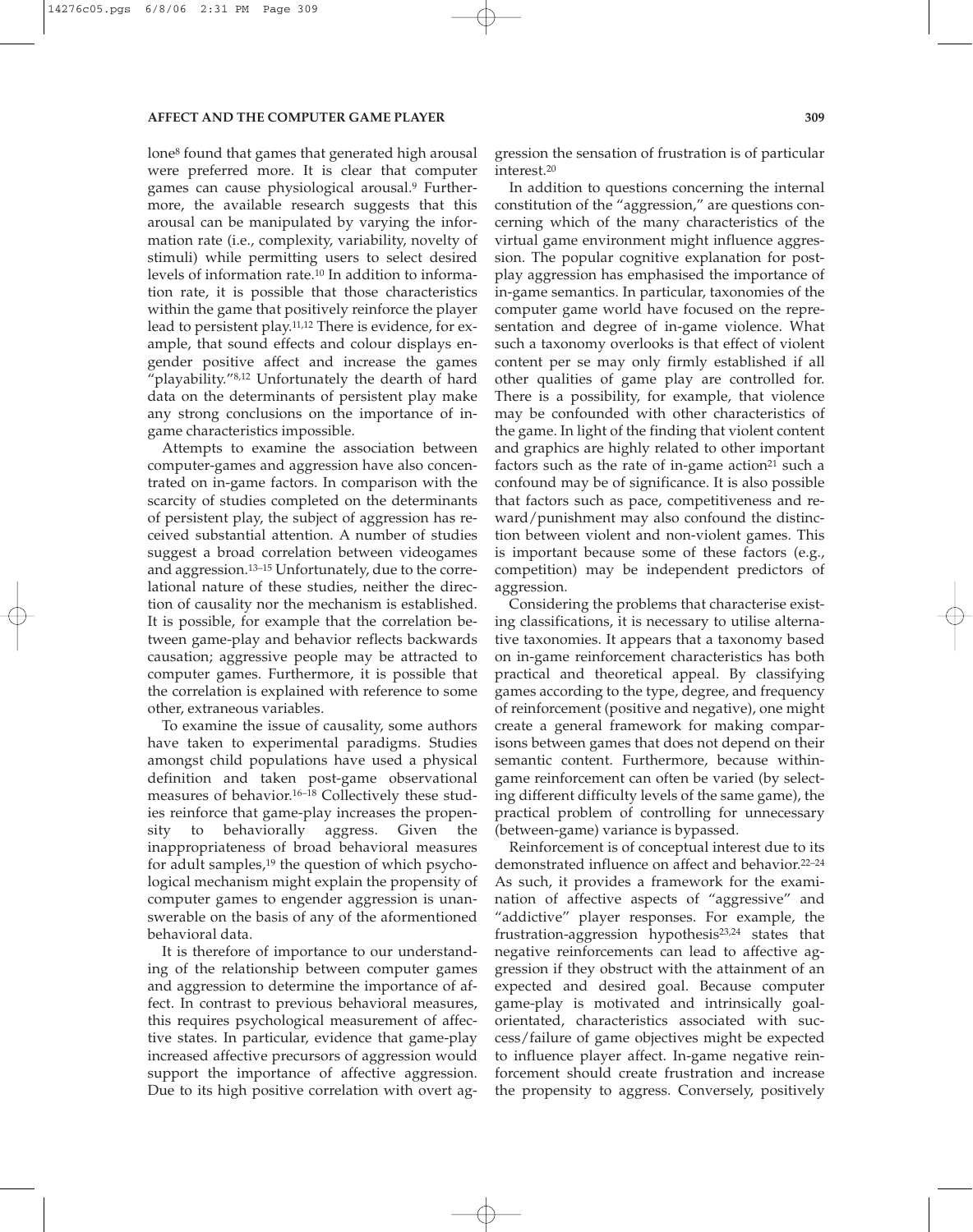lone[8] found that games that generated high arousal were preferred more. It is clear that computer games can cause physiological arousal.[9] Furthermore, the available research suggests that this arousal can be manipulated by varying the information rate (i.e., complexity, variability, novelty of stimuli) while permitting users to select desired levels of information rate.[10] In addition to information rate, it is possible that those characteristics within the game that positively reinforce the player lead to persistent play.[11,12] There is evidence, for example, that sound effects and colour displays engender positive affect and increase the games "playability."[8,12] Unfortunately the dearth of hard data on the determinants of persistent play make any strong conclusions on the importance of in-game characteristics impossible.

Attempts to examine the association between computer-games and aggression have also concentrated on in-game factors. In comparison with the scarcity of studies completed on the determinants of persistent play, the subject of aggression has received substantial attention. A number of studies suggest a broad correlation between videogames and aggression.[13–15] Unfortunately, due to the correlational nature of these studies, neither the direction of causality nor the mechanism is established. It is possible, for example that the correlation between game-play and behavior reflects backwards causation; aggressive people may be attracted to computer games. Furthermore, it is possible that the correlation is explained with reference to some other, extraneous variables.

To examine the issue of causality, some authors have taken to experimental paradigms. Studies amongst child populations have used a physical definition and taken post-game observational measures of behavior.[16–18] Collectively these studies reinforce that game-play increases the propensity to behaviorally aggress. Given the inappropriateness of broad behavioral measures for adult samples,[19] the question of which psychological mechanism might explain the propensity of computer games to engender aggression is unanswerable on the basis of any of the aforementioned behavioral data.

It is therefore of importance to our understanding of the relationship between computer games and aggression to determine the importance of affect. In contrast to previous behavioral measures, this requires psychological measurement of affective states. In particular, evidence that game-play increased affective precursors of aggression would support the importance of affective aggression. Due to its high positive correlation with overt aggression the sensation of frustration is of particular interest.[20]

In addition to questions concerning the internal constitution of the "aggression," are questions concerning which of the many characteristics of the virtual game environment might influence aggression. The popular cognitive explanation for post-play aggression has emphasised the importance of in-game semantics. In particular, taxonomies of the computer game world have focused on the representation and degree of in-game violence. What such a taxonomy overlooks is that effect of violent content per se may only firmly established if all other qualities of game play are controlled for. There is a possibility, for example, that violence may be confounded with other characteristics of the game. In light of the finding that violent content and graphics are highly related to other important factors such as the rate of in-game action[21] such a confound may be of significance. It is also possible that factors such as pace, competitiveness and reward/punishment may also confound the distinction between violent and non-violent games. This is important because some of these factors (e.g., competition) may be independent predictors of aggression.

Considering the problems that characterise existing classifications, it is necessary to utilise alternative taxonomies. It appears that a taxonomy based on in-game reinforcement characteristics has both practical and theoretical appeal. By classifying games according to the type, degree, and frequency of reinforcement (positive and negative), one might create a general framework for making comparisons between games that does not depend on their semantic content. Furthermore, because within-game reinforcement can often be varied (by selecting different difficulty levels of the same game), the practical problem of controlling for unnecessary (between-game) variance is bypassed.

Reinforcement is of conceptual interest due to its demonstrated influence on affect and behavior.[22–24] As such, it provides a framework for the examination of affective aspects of "aggressive" and "addictive" player responses. For example, the frustration-aggression hypothesis[23,24] states that negative reinforcements can lead to affective aggression if they obstruct with the attainment of an expected and desired goal. Because computer game-play is motivated and intrinsically goal-orientated, characteristics associated with success/failure of game objectives might be expected to influence player affect. In-game negative reinforcement should create frustration and increase the propensity to aggress. Conversely, positively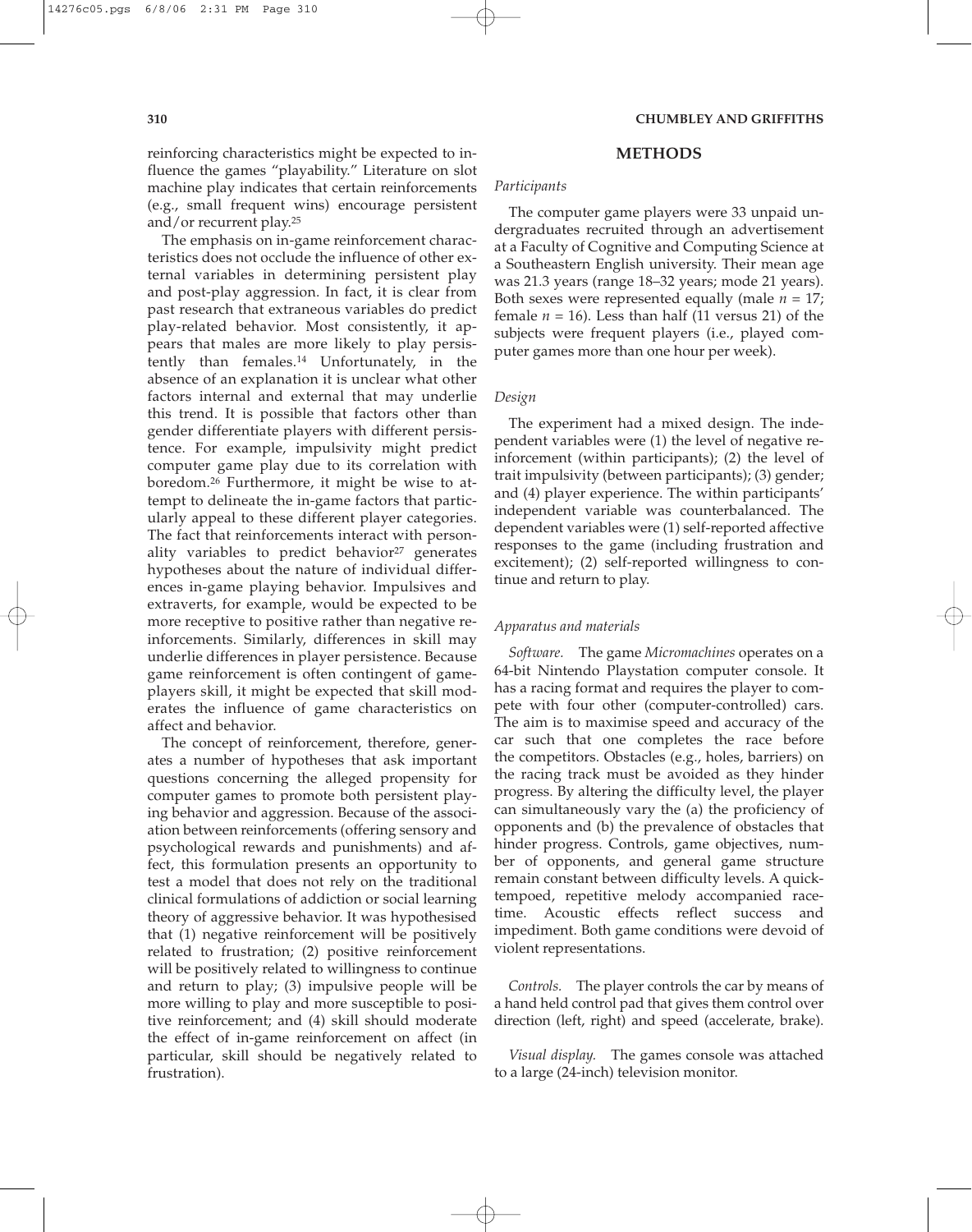reinforcing characteristics might be expected to influence the games "playability." Literature on slot machine play indicates that certain reinforcements (e.g., small frequent wins) encourage persistent and/or recurrent play.[25]

The emphasis on in-game reinforcement characteristics does not occlude the influence of other external variables in determining persistent play and post-play aggression. In fact, it is clear from past research that extraneous variables do predict play-related behavior. Most consistently, it appears that males are more likely to play persistently than females.[14] Unfortunately, in the absence of an explanation it is unclear what other factors internal and external that may underlie this trend. It is possible that factors other than gender differentiate players with different persistence. For example, impulsivity might predict computer game play due to its correlation with boredom.[26] Furthermore, it might be wise to attempt to delineate the in-game factors that particularly appeal to these different player categories. The fact that reinforcements interact with personality variables to predict behavior[27] generates hypotheses about the nature of individual differences in-game playing behavior. Impulsives and extraverts, for example, would be expected to be more receptive to positive rather than negative reinforcements. Similarly, differences in skill may underlie differences in player persistence. Because game reinforcement is often contingent of gameplayers skill, it might be expected that skill moderates the influence of game characteristics on affect and behavior.

The concept of reinforcement, therefore, generates a number of hypotheses that ask important questions concerning the alleged propensity for computer games to promote both persistent playing behavior and aggression. Because of the association between reinforcements (offering sensory and psychological rewards and punishments) and affect, this formulation presents an opportunity to test a model that does not rely on the traditional clinical formulations of addiction or social learning theory of aggressive behavior. It was hypothesised that (1) negative reinforcement will be positively related to frustration; (2) positive reinforcement will be positively related to willingness to continue and return to play; (3) impulsive people will be more willing to play and more susceptible to positive reinforcement; and (4) skill should moderate the effect of in-game reinforcement on affect (in particular, skill should be negatively related to frustration).

## METHODS

### *Participants*

The computer game players were 33 unpaid undergraduates recruited through an advertisement at a Faculty of Cognitive and Computing Science at a Southeastern English university. Their mean age was 21.3 years (range 18–32 years; mode 21 years). Both sexes were represented equally (male $n = 17$; female $n = 16$). Less than half (11 versus 21) of the subjects were frequent players (i.e., played computer games more than one hour per week).

### *Design*

The experiment had a mixed design. The independent variables were (1) the level of negative reinforcement (within participants); (2) the level of trait impulsivity (between participants); (3) gender; and (4) player experience. The within participants' independent variable was counterbalanced. The dependent variables were (1) self-reported affective responses to the game (including frustration and excitement); (2) self-reported willingness to continue and return to play.

### *Apparatus and materials*

*Software.* The game *Micromachines* operates on a 64-bit Nintendo Playstation computer console. It has a racing format and requires the player to compete with four other (computer-controlled) cars. The aim is to maximise speed and accuracy of the car such that one completes the race before the competitors. Obstacles (e.g., holes, barriers) on the racing track must be avoided as they hinder progress. By altering the difficulty level, the player can simultaneously vary the (a) the proficiency of opponents and (b) the prevalence of obstacles that hinder progress. Controls, game objectives, number of opponents, and general game structure remain constant between difficulty levels. A quick-tempoed, repetitive melody accompanied race-time. Acoustic effects reflect success and impediment. Both game conditions were devoid of violent representations.

*Controls.* The player controls the car by means of a hand held control pad that gives them control over direction (left, right) and speed (accelerate, brake).

*Visual display.* The games console was attached to a large (24-inch) television monitor.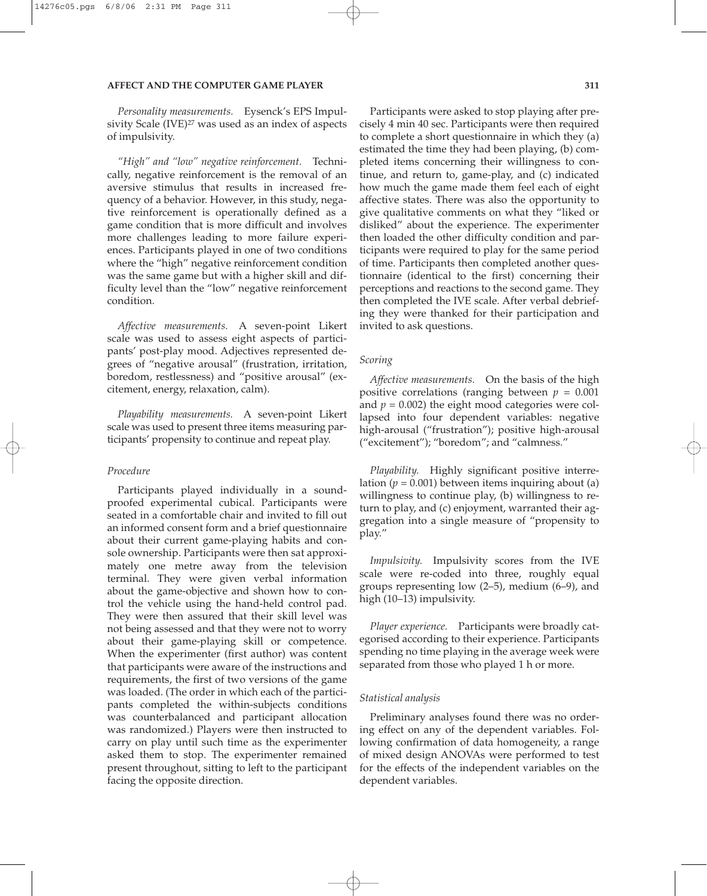*Personality measurements.* Eysenck's EPS Impulsivity Scale (IVE)[27] was used as an index of aspects of impulsivity.

*"High" and "low" negative reinforcement.* Technically, negative reinforcement is the removal of an aversive stimulus that results in increased frequency of a behavior. However, in this study, negative reinforcement is operationally defined as a game condition that is more difficult and involves more challenges leading to more failure experiences. Participants played in one of two conditions where the "high" negative reinforcement condition was the same game but with a higher skill and difficulty level than the "low" negative reinforcement condition.

*Affective measurements.* A seven-point Likert scale was used to assess eight aspects of participants' post-play mood. Adjectives represented degrees of "negative arousal" (frustration, irritation, boredom, restlessness) and "positive arousal" (excitement, energy, relaxation, calm).

*Playability measurements.* A seven-point Likert scale was used to present three items measuring participants' propensity to continue and repeat play.

### Procedure

Participants played individually in a soundproofed experimental cubical. Participants were seated in a comfortable chair and invited to fill out an informed consent form and a brief questionnaire about their current game-playing habits and console ownership. Participants were then sat approximately one metre away from the television terminal. They were given verbal information about the game-objective and shown how to control the vehicle using the hand-held control pad. They were then assured that their skill level was not being assessed and that they were not to worry about their game-playing skill or competence. When the experimenter (first author) was content that participants were aware of the instructions and requirements, the first of two versions of the game was loaded. (The order in which each of the participants completed the within-subjects conditions was counterbalanced and participant allocation was randomized.) Players were then instructed to carry on play until such time as the experimenter asked them to stop. The experimenter remained present throughout, sitting to left to the participant facing the opposite direction.

Participants were asked to stop playing after precisely 4 min 40 sec. Participants were then required to complete a short questionnaire in which they (a) estimated the time they had been playing, (b) completed items concerning their willingness to continue, and return to, game-play, and (c) indicated how much the game made them feel each of eight affective states. There was also the opportunity to give qualitative comments on what they "liked or disliked" about the experience. The experimenter then loaded the other difficulty condition and participants were required to play for the same period of time. Participants then completed another questionnaire (identical to the first) concerning their perceptions and reactions to the second game. They then completed the IVE scale. After verbal debriefing they were thanked for their participation and invited to ask questions.

### Scoring

*Affective measurements.* On the basis of the high positive correlations (ranging between $p = 0.001$ and $p = 0.002$) the eight mood categories were collapsed into four dependent variables: negative high-arousal ("frustration"); positive high-arousal ("excitement"); "boredom"; and "calmness."

*Playability.* Highly significant positive interrelation ($p = 0.001$) between items inquiring about (a) willingness to continue play, (b) willingness to return to play, and (c) enjoyment, warranted their aggregation into a single measure of "propensity to play."

*Impulsivity.* Impulsivity scores from the IVE scale were re-coded into three, roughly equal groups representing low (2–5), medium (6–9), and high (10–13) impulsivity.

*Player experience.* Participants were broadly categorised according to their experience. Participants spending no time playing in the average week were separated from those who played 1 h or more.

### Statistical analysis

Preliminary analyses found there was no ordering effect on any of the dependent variables. Following confirmation of data homogeneity, a range of mixed design ANOVAs were performed to test for the effects of the independent variables on the dependent variables.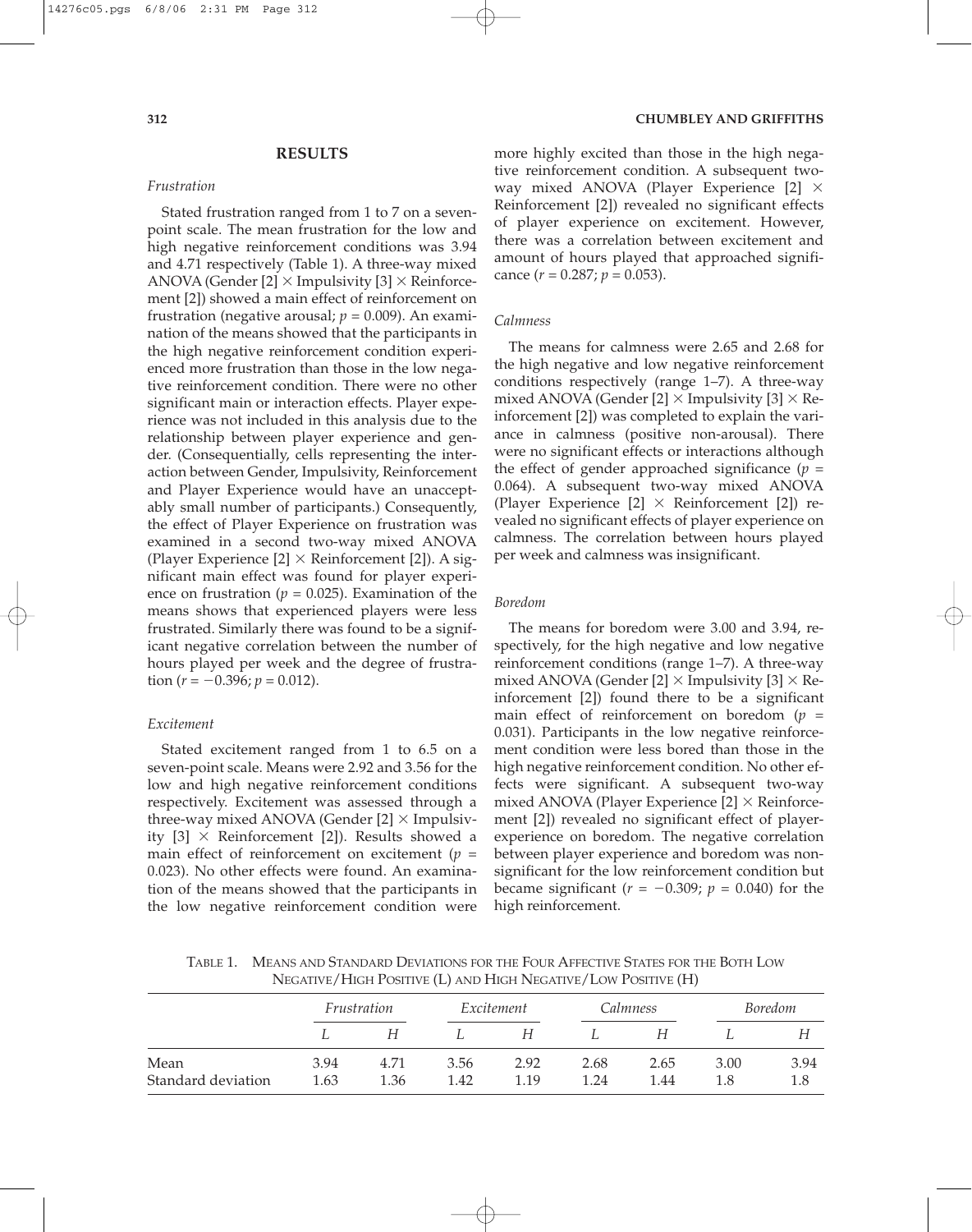## RESULTS

### *Frustration*

Stated frustration ranged from 1 to 7 on a seven-point scale. The mean frustration for the low and high negative reinforcement conditions was 3.94 and 4.71 respectively (Table 1). A three-way mixed ANOVA (Gender [2] × Impulsivity [3] × Reinforcement [2]) showed a main effect of reinforcement on frustration (negative arousal; $p = 0.009$). An examination of the means showed that the participants in the high negative reinforcement condition experienced more frustration than those in the low negative reinforcement condition. There were no other significant main or interaction effects. Player experience was not included in this analysis due to the relationship between player experience and gender. (Consequentially, cells representing the interaction between Gender, Impulsivity, Reinforcement and Player Experience would have an unacceptably small number of participants.) Consequently, the effect of Player Experience on frustration was examined in a second two-way mixed ANOVA (Player Experience [2] × Reinforcement [2]). A significant main effect was found for player experience on frustration ($p = 0.025$). Examination of the means shows that experienced players were less frustrated. Similarly there was found to be a significant negative correlation between the number of hours played per week and the degree of frustration ($r = -0.396$; $p = 0.012$).

### *Excitement*

Stated excitement ranged from 1 to 6.5 on a seven-point scale. Means were 2.92 and 3.56 for the low and high negative reinforcement conditions respectively. Excitement was assessed through a three-way mixed ANOVA (Gender [2] × Impulsivity [3] × Reinforcement [2]). Results showed a main effect of reinforcement on excitement ($p = 0.023$). No other effects were found. An examination of the means showed that the participants in the low negative reinforcement condition were more highly excited than those in the high negative reinforcement condition. A subsequent two-way mixed ANOVA (Player Experience [2] × Reinforcement [2]) revealed no significant effects of player experience on excitement. However, there was a correlation between excitement and amount of hours played that approached significance ($r = 0.287$; $p = 0.053$).

### *Calmness*

The means for calmness were 2.65 and 2.68 for the high negative and low negative reinforcement conditions respectively (range 1–7). A three-way mixed ANOVA (Gender [2] × Impulsivity [3] × Reinforcement [2]) was completed to explain the variance in calmness (positive non-arousal). There were no significant effects or interactions although the effect of gender approached significance ($p = 0.064$). A subsequent two-way mixed ANOVA (Player Experience [2] × Reinforcement [2]) revealed no significant effects of player experience on calmness. The correlation between hours played per week and calmness was insignificant.

### *Boredom*

The means for boredom were 3.00 and 3.94, respectively, for the high negative and low negative reinforcement conditions (range 1–7). A three-way mixed ANOVA (Gender [2] × Impulsivity [3] × Reinforcement [2]) found there to be a significant main effect of reinforcement on boredom ($p = 0.031$). Participants in the low negative reinforcement condition were less bored than those in the high negative reinforcement condition. No other effects were significant. A subsequent two-way mixed ANOVA (Player Experience [2] × Reinforcement [2]) revealed no significant effect of player-experience on boredom. The negative correlation between player experience and boredom was nonsignificant for the low reinforcement condition but became significant ($r = -0.309$; $p = 0.040$) for the high reinforcement.

TABLE 1. MEANS AND STANDARD DEVIATIONS FOR THE FOUR AFFECTIVE STATES FOR THE BOTH LOW NEGATIVE/HIGH POSITIVE (L) AND HIGH NEGATIVE/LOW POSITIVE (H)

| | *Frustration* | | *Excitement* | | *Calmness* | | *Boredom* | |
|---|---|---|---|---|---|---|---|---|
| | *L* | *H* | *L* | *H* | *L* | *H* | *L* | *H* |
| Mean | 3.94 | 4.71 | 3.56 | 2.92 | 2.68 | 2.65 | 3.00 | 3.94 |
| Standard deviation | 1.63 | 1.36 | 1.42 | 1.19 | 1.24 | 1.44 | 1.8 | 1.8 |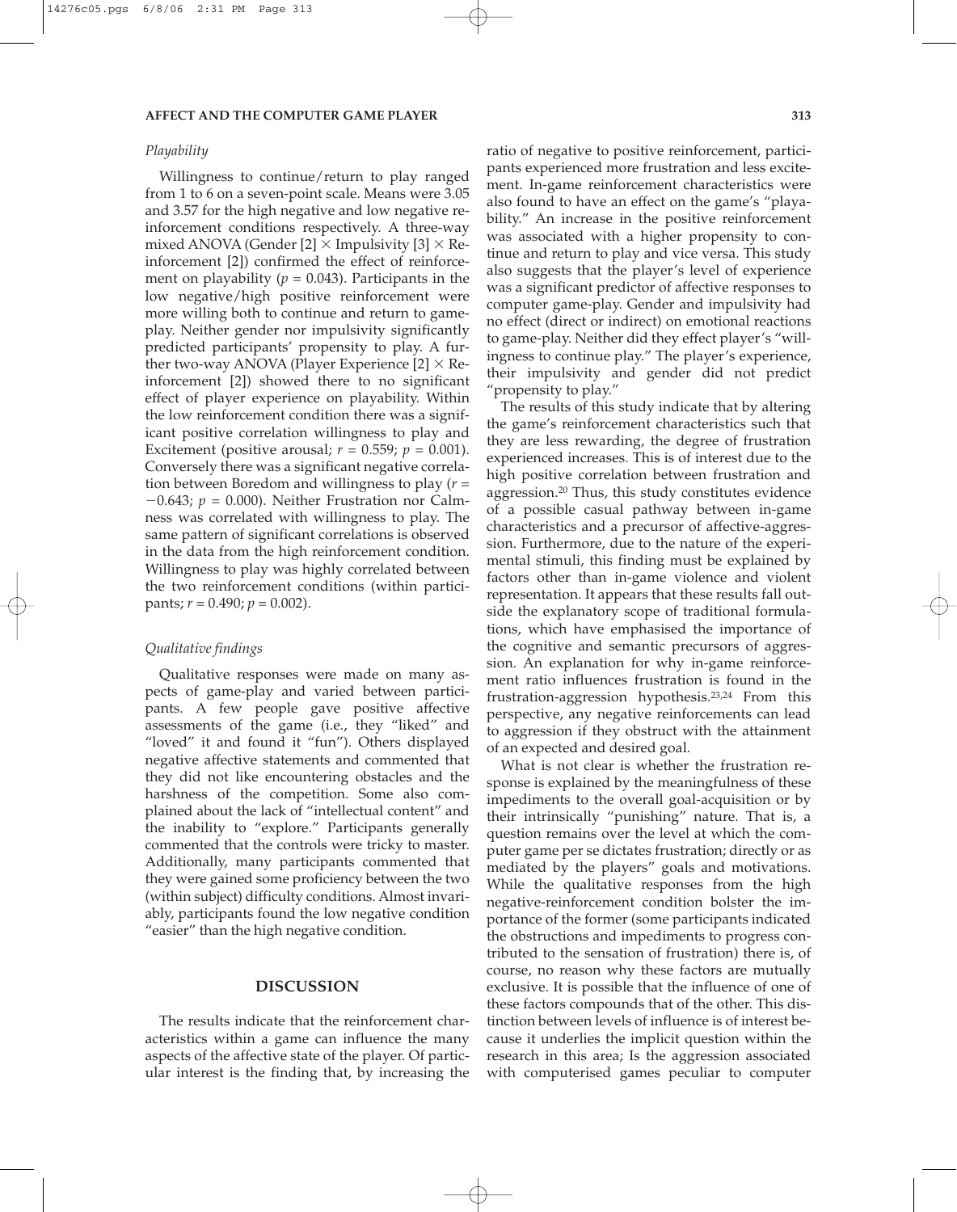### *Playability*

Willingness to continue/return to play ranged from 1 to 6 on a seven-point scale. Means were 3.05 and 3.57 for the high negative and low negative reinforcement conditions respectively. A three-way mixed ANOVA (Gender [2] × Impulsivity [3] × Reinforcement [2]) confirmed the effect of reinforcement on playability ($p = 0.043$). Participants in the low negative/high positive reinforcement were more willing both to continue and return to gameplay. Neither gender nor impulsivity significantly predicted participants' propensity to play. A further two-way ANOVA (Player Experience [2] × Reinforcement [2]) showed there to no significant effect of player experience on playability. Within the low reinforcement condition there was a significant positive correlation willingness to play and Excitement (positive arousal; $r = 0.559$; $p = 0.001$). Conversely there was a significant negative correlation between Boredom and willingness to play ($r = -0.643$; $p = 0.000$). Neither Frustration nor Calmness was correlated with willingness to play. The same pattern of significant correlations is observed in the data from the high reinforcement condition. Willingness to play was highly correlated between the two reinforcement conditions (within participants; $r = 0.490$; $p = 0.002$).

### *Qualitative findings*

Qualitative responses were made on many aspects of game-play and varied between participants. A few people gave positive affective assessments of the game (i.e., they "liked" and "loved" it and found it "fun"). Others displayed negative affective statements and commented that they did not like encountering obstacles and the harshness of the competition. Some also complained about the lack of "intellectual content" and the inability to "explore." Participants generally commented that the controls were tricky to master. Additionally, many participants commented that they were gained some proficiency between the two (within subject) difficulty conditions. Almost invariably, participants found the low negative condition "easier" than the high negative condition.

## DISCUSSION

The results indicate that the reinforcement characteristics within a game can influence the many aspects of the affective state of the player. Of particular interest is the finding that, by increasing the ratio of negative to positive reinforcement, participants experienced more frustration and less excitement. In-game reinforcement characteristics were also found to have an effect on the game's "playability." An increase in the positive reinforcement was associated with a higher propensity to continue and return to play and vice versa. This study also suggests that the player's level of experience was a significant predictor of affective responses to computer game-play. Gender and impulsivity had no effect (direct or indirect) on emotional reactions to game-play. Neither did they effect player's "willingness to continue play." The player's experience, their impulsivity and gender did not predict "propensity to play."

The results of this study indicate that by altering the game's reinforcement characteristics such that they are less rewarding, the degree of frustration experienced increases. This is of interest due to the high positive correlation between frustration and aggression.[20] Thus, this study constitutes evidence of a possible casual pathway between in-game characteristics and a precursor of affective-aggression. Furthermore, due to the nature of the experimental stimuli, this finding must be explained by factors other than in-game violence and violent representation. It appears that these results fall outside the explanatory scope of traditional formulations, which have emphasised the importance of the cognitive and semantic precursors of aggression. An explanation for why in-game reinforcement ratio influences frustration is found in the frustration-aggression hypothesis.[23,24] From this perspective, any negative reinforcements can lead to aggression if they obstruct with the attainment of an expected and desired goal.

What is not clear is whether the frustration response is explained by the meaningfulness of these impediments to the overall goal-acquisition or by their intrinsically "punishing" nature. That is, a question remains over the level at which the computer game per se dictates frustration; directly or as mediated by the players" goals and motivations. While the qualitative responses from the high negative-reinforcement condition bolster the importance of the former (some participants indicated the obstructions and impediments to progress contributed to the sensation of frustration) there is, of course, no reason why these factors are mutually exclusive. It is possible that the influence of one of these factors compounds that of the other. This distinction between levels of influence is of interest because it underlies the implicit question within the research in this area; Is the aggression associated with computerised games peculiar to computer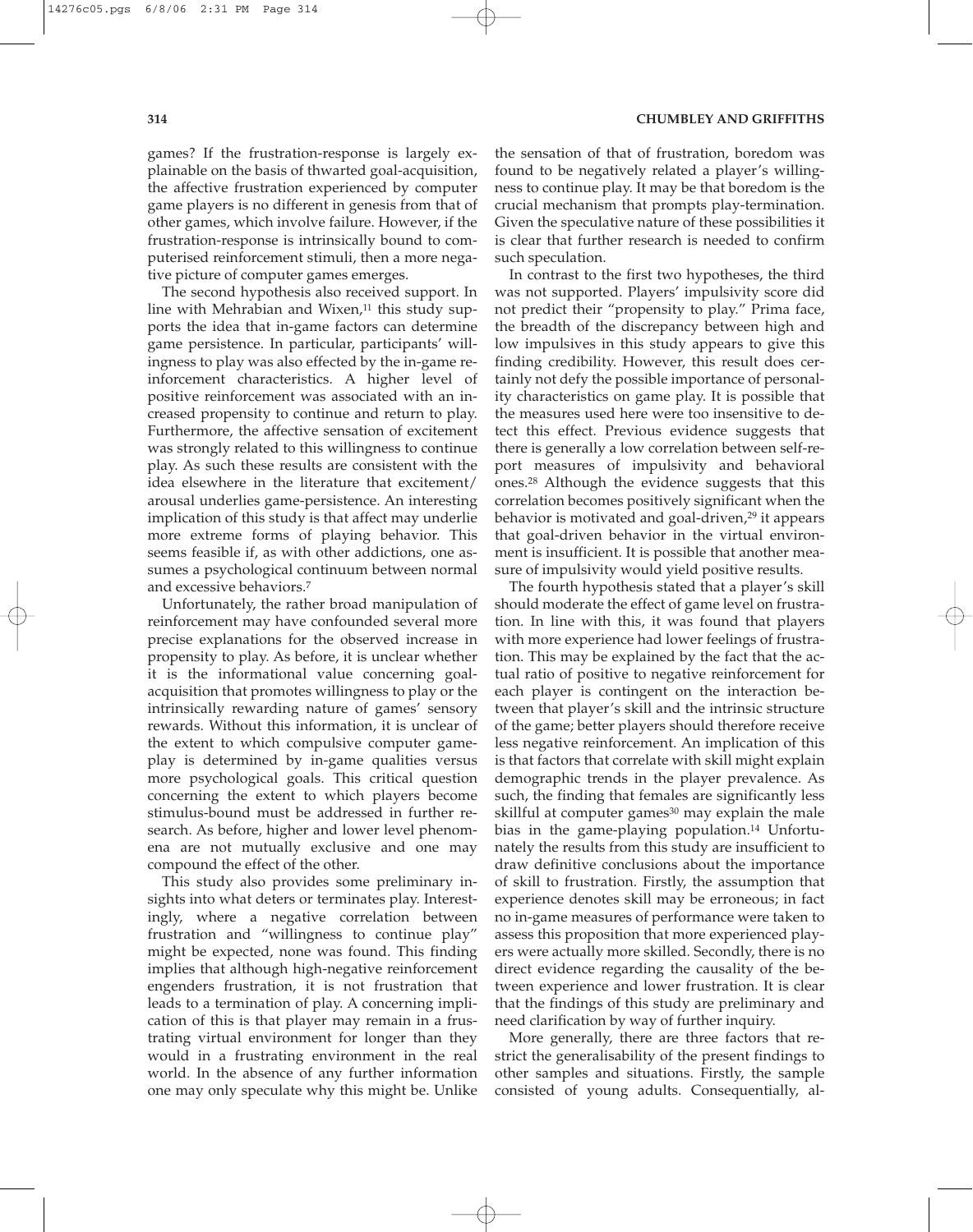games? If the frustration-response is largely explainable on the basis of thwarted goal-acquisition, the affective frustration experienced by computer game players is no different in genesis from that of other games, which involve failure. However, if the frustration-response is intrinsically bound to computerised reinforcement stimuli, then a more negative picture of computer games emerges.

The second hypothesis also received support. In line with Mehrabian and Wixen,[11] this study supports the idea that in-game factors can determine game persistence. In particular, participants' willingness to play was also effected by the in-game reinforcement characteristics. A higher level of positive reinforcement was associated with an increased propensity to continue and return to play. Furthermore, the affective sensation of excitement was strongly related to this willingness to continue play. As such these results are consistent with the idea elsewhere in the literature that excitement/arousal underlies game-persistence. An interesting implication of this study is that affect may underlie more extreme forms of playing behavior. This seems feasible if, as with other addictions, one assumes a psychological continuum between normal and excessive behaviors.[7]

Unfortunately, the rather broad manipulation of reinforcement may have confounded several more precise explanations for the observed increase in propensity to play. As before, it is unclear whether it is the informational value concerning goal-acquisition that promotes willingness to play or the intrinsically rewarding nature of games' sensory rewards. Without this information, it is unclear of the extent to which compulsive computer game-play is determined by in-game qualities versus more psychological goals. This critical question concerning the extent to which players become stimulus-bound must be addressed in further research. As before, higher and lower level phenomena are not mutually exclusive and one may compound the effect of the other.

This study also provides some preliminary insights into what deters or terminates play. Interestingly, where a negative correlation between frustration and "willingness to continue play" might be expected, none was found. This finding implies that although high-negative reinforcement engenders frustration, it is not frustration that leads to a termination of play. A concerning implication of this is that player may remain in a frustrating virtual environment for longer than they would in a frustrating environment in the real world. In the absence of any further information one may only speculate why this might be. Unlike the sensation of that of frustration, boredom was found to be negatively related a player's willingness to continue play. It may be that boredom is the crucial mechanism that prompts play-termination. Given the speculative nature of these possibilities it is clear that further research is needed to confirm such speculation.

In contrast to the first two hypotheses, the third was not supported. Players' impulsivity score did not predict their "propensity to play." Prima face, the breadth of the discrepancy between high and low impulsives in this study appears to give this finding credibility. However, this result does certainly not defy the possible importance of personality characteristics on game play. It is possible that the measures used here were too insensitive to detect this effect. Previous evidence suggests that there is generally a low correlation between self-report measures of impulsivity and behavioral ones.[28] Although the evidence suggests that this correlation becomes positively significant when the behavior is motivated and goal-driven,[29] it appears that goal-driven behavior in the virtual environment is insufficient. It is possible that another measure of impulsivity would yield positive results.

The fourth hypothesis stated that a player's skill should moderate the effect of game level on frustration. In line with this, it was found that players with more experience had lower feelings of frustration. This may be explained by the fact that the actual ratio of positive to negative reinforcement for each player is contingent on the interaction between that player's skill and the intrinsic structure of the game; better players should therefore receive less negative reinforcement. An implication of this is that factors that correlate with skill might explain demographic trends in the player prevalence. As such, the finding that females are significantly less skillful at computer games[30] may explain the male bias in the game-playing population.[14] Unfortunately the results from this study are insufficient to draw definitive conclusions about the importance of skill to frustration. Firstly, the assumption that experience denotes skill may be erroneous; in fact no in-game measures of performance were taken to assess this proposition that more experienced players were actually more skilled. Secondly, there is no direct evidence regarding the causality of the between experience and lower frustration. It is clear that the findings of this study are preliminary and need clarification by way of further inquiry.

More generally, there are three factors that restrict the generalisability of the present findings to other samples and situations. Firstly, the sample consisted of young adults. Consequentially, al-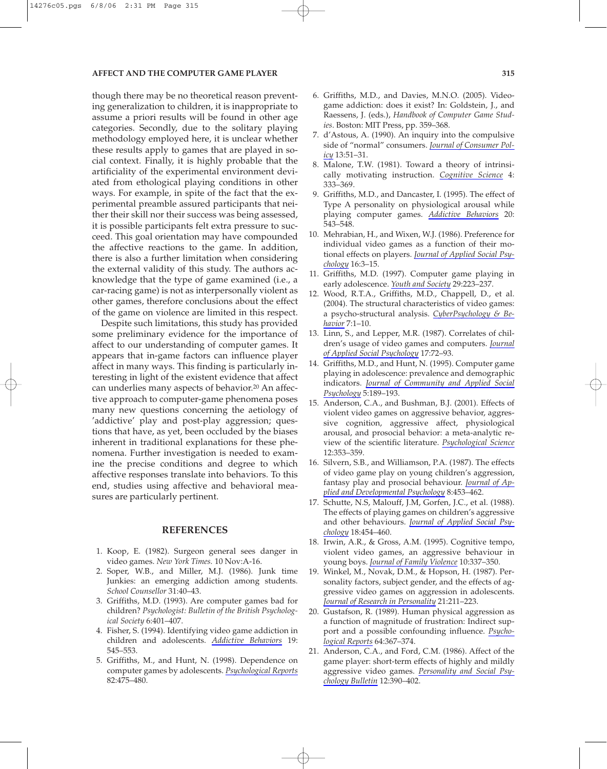though there may be no theoretical reason preventing generalization to children, it is inappropriate to assume a priori results will be found in other age categories. Secondly, due to the solitary playing methodology employed here, it is unclear whether these results apply to games that are played in social context. Finally, it is highly probable that the artificiality of the experimental environment deviated from ethological playing conditions in other ways. For example, in spite of the fact that the experimental preamble assured participants that neither their skill nor their success was being assessed, it is possible participants felt extra pressure to succeed. This goal orientation may have compounded the affective reactions to the game. In addition, there is also a further limitation when considering the external validity of this study. The authors acknowledge that the type of game examined (i.e., a car-racing game) is not as interpersonally violent as other games, therefore conclusions about the effect of the game on violence are limited in this respect.

Despite such limitations, this study has provided some preliminary evidence for the importance of affect to our understanding of computer games. It appears that in-game factors can influence player affect in many ways. This finding is particularly interesting in light of the existent evidence that affect can underlies many aspects of behavior.[20] An affective approach to computer-game phenomena poses many new questions concerning the aetiology of 'addictive' play and post-play aggression; questions that have, as yet, been occluded by the biases inherent in traditional explanations for these phenomena. Further investigation is needed to examine the precise conditions and degree to which affective responses translate into behaviors. To this end, studies using affective and behavioral measures are particularly pertinent.

## REFERENCES

1. Koop, E. (1982). Surgeon general sees danger in video games. *New York Times.* 10 Nov:A-16.
2. Soper, W.B., and Miller, M.J. (1986). Junk time Junkies: an emerging addiction among students. *School Counsellor* 31:40–43.
3. Griffiths, M.D. (1993). Are computer games bad for children? *Psychologist: Bulletin of the British Psychological Society* 6:401–407.
4. Fisher, S. (1994). Identifying video game addiction in children and adolescents. *Addictive Behaviors* 19: 545–553.
5. Griffiths, M., and Hunt, N. (1998). Dependence on computer games by adolescents. *Psychological Reports* 82:475–480.
6. Griffiths, M.D., and Davies, M.N.O. (2005). Videogame addiction: does it exist? In: Goldstein, J., and Raessens, J. (eds.), *Handbook of Computer Game Studies*. Boston: MIT Press, pp. 359–368.
7. d'Astous, A. (1990). An inquiry into the compulsive side of "normal" consumers. *Journal of Consumer Policy* 13:51–31.
8. Malone, T.W. (1981). Toward a theory of intrinsically motivating instruction. *Cognitive Science* 4: 333–369.
9. Griffiths, M.D., and Dancaster, I. (1995). The effect of Type A personality on physiological arousal while playing computer games. *Addictive Behaviors* 20: 543–548.
10. Mehrabian, H., and Wixen, W.J. (1986). Preference for individual video games as a function of their motional effects on players. *Journal of Applied Social Psychology* 16:3–15.
11. Griffiths, M.D. (1997). Computer game playing in early adolescence. *Youth and Society* 29:223–237.
12. Wood, R.T.A., Griffiths, M.D., Chappell, D., et al. (2004). The structural characteristics of video games: a psycho-structural analysis. *CyberPsychology & Behavior* 7:1–10.
13. Linn, S., and Lepper, M.R. (1987). Correlates of children's usage of video games and computers. *Journal of Applied Social Psychology* 17:72–93.
14. Griffiths, M.D., and Hunt, N. (1995). Computer game playing in adolescence: prevalence and demographic indicators. *Journal of Community and Applied Social Psychology* 5:189–193.
15. Anderson, C.A., and Bushman, B.J. (2001). Effects of violent video games on aggressive behavior, aggressive cognition, aggressive affect, physiological arousal, and prosocial behavior: a meta-analytic review of the scientific literature. *Psychological Science* 12:353–359.
16. Silvern, S.B., and Williamson, P.A. (1987). The effects of video game play on young children's aggression, fantasy play and prosocial behaviour. *Journal of Applied and Developmental Psychology* 8:453–462.
17. Schutte, N.S, Malouff, J.M, Gorfen, J.C., et al. (1988). The effects of playing games on children's aggressive and other behaviours. *Journal of Applied Social Psychology* 18:454–460.
18. Irwin, A.R., & Gross, A.M. (1995). Cognitive tempo, violent video games, an aggressive behaviour in young boys. *Journal of Family Violence* 10:337–350.
19. Winkel, M., Novak, D.M., & Hopson, H. (1987). Personality factors, subject gender, and the effects of aggressive video games on aggression in adolescents. *Journal of Research in Personality* 21:211–223.
20. Gustafson, R. (1989). Human physical aggression as a function of magnitude of frustration: Indirect support and a possible confounding influence. *Psychological Reports* 64:367–374.
21. Anderson, C.A., and Ford, C.M. (1986). Affect of the game player: short-term effects of highly and mildly aggressive video games. *Personality and Social Psychology Bulletin* 12:390–402.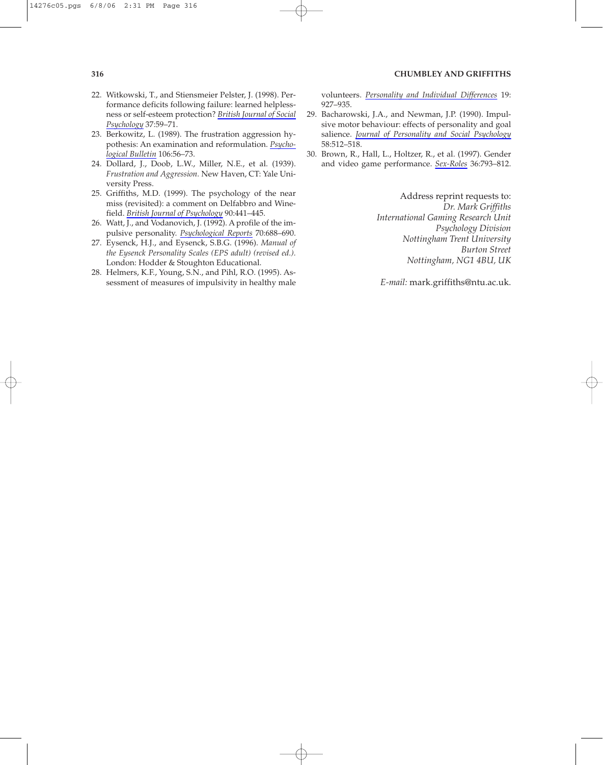22. Witkowski, T., and Stiensmeier Pelster, J. (1998). Performance deficits following failure: learned helplessness or self-esteem protection? *British Journal of Social Psychology* 37:59–71.
23. Berkowitz, L. (1989). The frustration aggression hypothesis: An examination and reformulation. *Psychological Bulletin* 106:56–73.
24. Dollard, J., Doob, L.W., Miller, N.E., et al. (1939). *Frustration and Aggression.* New Haven, CT: Yale University Press.
25. Griffiths, M.D. (1999). The psychology of the near miss (revisited): a comment on Delfabbro and Winefield. *British Journal of Psychology* 90:441–445.
26. Watt, J., and Vodanovich, J. (1992). A profile of the impulsive personality. *Psychological Reports* 70:688–690.
27. Eysenck, H.J., and Eysenck, S.B.G. (1996). *Manual of the Eysenck Personality Scales (EPS adult) (revised ed.).* London: Hodder & Stoughton Educational.
28. Helmers, K.F., Young, S.N., and Pihl, R.O. (1995). Assessment of measures of impulsivity in healthy male volunteers. *Personality and Individual Differences* 19: 927–935.
29. Bacharowski, J.A., and Newman, J.P. (1990). Impulsive motor behaviour: effects of personality and goal salience. *Journal of Personality and Social Psychology* 58:512–518.
30. Brown, R., Hall, L., Holtzer, R., et al. (1997). Gender and video game performance. *Sex-Roles* 36:793–812.

Address reprint requests to:
*Dr. Mark Griffiths*
*International Gaming Research Unit*
*Psychology Division*
*Nottingham Trent University*
*Burton Street*
*Nottingham, NG1 4BU, UK*

*E-mail:* mark.griffiths@ntu.ac.uk.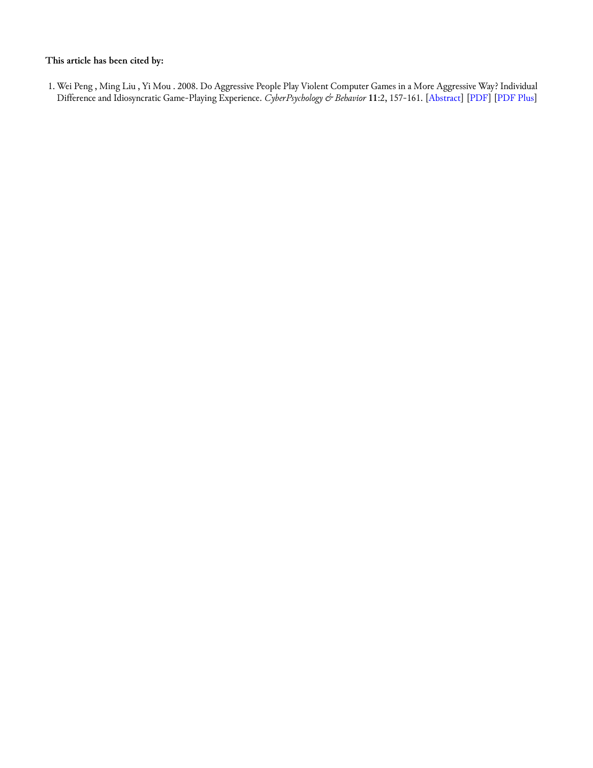**This article has been cited by:**

1. Wei Peng , Ming Liu , Yi Mou . 2008. Do Aggressive People Play Violent Computer Games in a More Aggressive Way? Individual Difference and Idiosyncratic Game-Playing Experience. *CyberPsychology & Behavior* **11**:2, 157-161. [Abstract] [PDF] [PDF Plus]